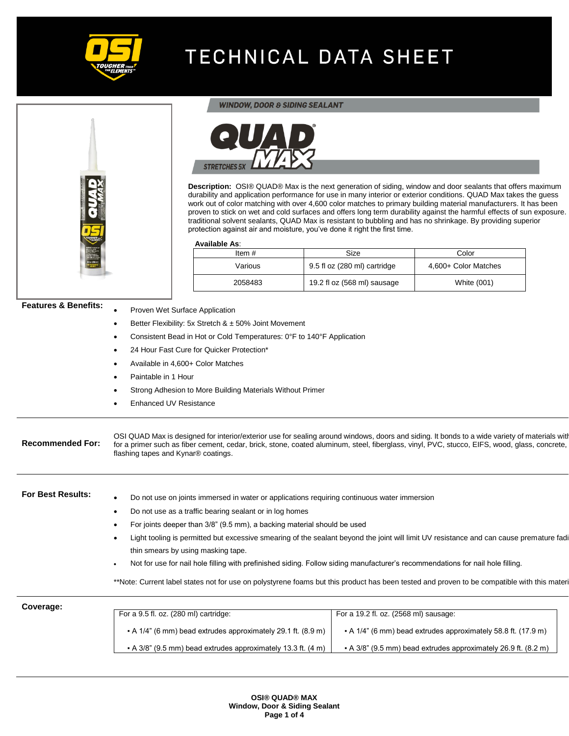# TECHNICAL DATA SHEET

## WINDOW, DOOR & SIDING SEALANT

# QUAD® MAX

STRETCHES 5X

**Description:** OSI® QUAD® Max is the next generation of siding, window and door sealants that offers maximum durability and application performance for use in many interior or exterior conditions. QUAD Max takes the guess work out of color matching with over 4,600 color matches to primary building material manufacturers. It has been proven to stick on wet and cold surfaces and offers long term durability against the harmful effects of sun exposure. traditional solvent sealants, QUAD Max is resistant to bubbling and has no shrinkage. By providing superior protection against air and moisture, you've done it right the first time.

**Available As**:

| Item # | Size | Color |
|---|---|---|
| Various | 9.5 fl oz (280 ml) cartridge | 4,600+ Color Matches |
| 2058483 | 19.2 fl oz (568 ml) sausage | White (001) |

**Features & Benefits:**

- Proven Wet Surface Application
- Better Flexibility: 5x Stretch & ± 50% Joint Movement
- Consistent Bead in Hot or Cold Temperatures: 0°F to 140°F Application
- 24 Hour Fast Cure for Quicker Protection*
- Available in 4,600+ Color Matches
- Paintable in 1 Hour
- Strong Adhesion to More Building Materials Without Primer
- Enhanced UV Resistance

**Recommended For:** OSI QUAD Max is designed for interior/exterior use for sealing around windows, doors and siding. It bonds to a wide variety of materials with for a primer such as fiber cement, cedar, brick, stone, coated aluminum, steel, fiberglass, vinyl, PVC, stucco, EIFS, wood, glass, concrete, flashing tapes and Kynar® coatings.

**For Best Results:**

- Do not use on joints immersed in water or applications requiring continuous water immersion
- Do not use as a traffic bearing sealant or in log homes
- For joints deeper than 3/8" (9.5 mm), a backing material should be used
- Light tooling is permitted but excessive smearing of the sealant beyond the joint will limit UV resistance and can cause premature fadi thin smears by using masking tape.
- Not for use for nail hole filling with prefinished siding. Follow siding manufacturer's recommendations for nail hole filling.

**Note: Current label states not for use on polystyrene foams but this product has been tested and proven to be compatible with this materi

**Coverage:**

| For a 9.5 fl. oz. (280 ml) cartridge: | For a 19.2 fl. oz. (2568 ml) sausage: |
|---|---|
| ▪ A 1/4" (6 mm) bead extrudes approximately 29.1 ft. (8.9 m) | ▪ A 1/4" (6 mm) bead extrudes approximately 58.8 ft. (17.9 m) |
| ▪ A 3/8" (9.5 mm) bead extrudes approximately 13.3 ft. (4 m) | ▪ A 3/8" (9.5 mm) bead extrudes approximately 26.9 ft. (8.2 m) |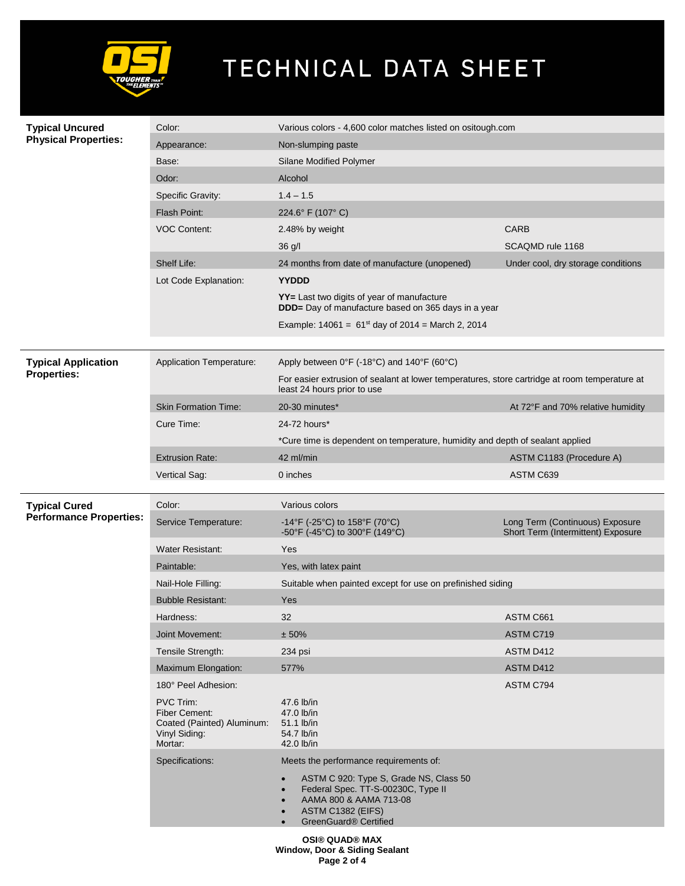# TECHNICAL DATA SHEET

## Typical Uncured Physical Properties:

| Property | Value | Note |
|---|---|---|
| Color: | Various colors - 4,600 color matches listed on ositough.com | |
| Appearance: | Non-slumping paste | |
| Base: | Silane Modified Polymer | |
| Odor: | Alcohol | |
| Specific Gravity: | 1.4 – 1.5 | |
| Flash Point: | 224.6° F (107° C) | |
| VOC Content: | 2.48% by weight | CARB |
| | 36 g/l | SCAQMD rule 1168 |
| Shelf Life: | 24 months from date of manufacture (unopened) | Under cool, dry storage conditions |
| Lot Code Explanation: | **YYDDD** | |
| | **YY=** Last two digits of year of manufacture<br>**DDD=** Day of manufacture based on 365 days in a year | |
| | Example: 14061 = 61st day of 2014 = March 2, 2014 | |

## Typical Application Properties:

| Property | Value | Note |
|---|---|---|
| Application Temperature: | Apply between 0°F (-18°C) and 140°F (60°C) | |
| | For easier extrusion of sealant at lower temperatures, store cartridge at room temperature at least 24 hours prior to use | |
| Skin Formation Time: | 20-30 minutes* | At 72°F and 70% relative humidity |
| Cure Time: | 24-72 hours* | |
| | *Cure time is dependent on temperature, humidity and depth of sealant applied | |
| Extrusion Rate: | 42 ml/min | ASTM C1183 (Procedure A) |
| Vertical Sag: | 0 inches | ASTM C639 |

## Typical Cured Performance Properties:

| Property | Value | Note |
|---|---|---|
| Color: | Various colors | |
| Service Temperature: | -14°F (-25°C) to 158°F (70°C)<br>-50°F (-45°C) to 300°F (149°C) | Long Term (Continuous) Exposure<br>Short Term (Intermittent) Exposure |
| Water Resistant: | Yes | |
| Paintable: | Yes, with latex paint | |
| Nail-Hole Filling: | Suitable when painted except for use on prefinished siding | |
| Bubble Resistant: | Yes | |
| Hardness: | 32 | ASTM C661 |
| Joint Movement: | ± 50% | ASTM C719 |
| Tensile Strength: | 234 psi | ASTM D412 |
| Maximum Elongation: | 577% | ASTM D412 |
| 180° Peel Adhesion: | | ASTM C794 |
| PVC Trim:<br>Fiber Cement:<br>Coated (Painted) Aluminum:<br>Vinyl Siding:<br>Mortar: | 47.6 lb/in<br>47.0 lb/in<br>51.1 lb/in<br>54.7 lb/in<br>42.0 lb/in | |
| Specifications: | Meets the performance requirements of:<br>• ASTM C 920: Type S, Grade NS, Class 50<br>• Federal Spec. TT-S-00230C, Type II<br>• AAMA 800 & AAMA 713-08<br>• ASTM C1382 (EIFS)<br>• GreenGuard® Certified | |

**OSI® QUAD® MAX**
**Window, Door & Siding Sealant**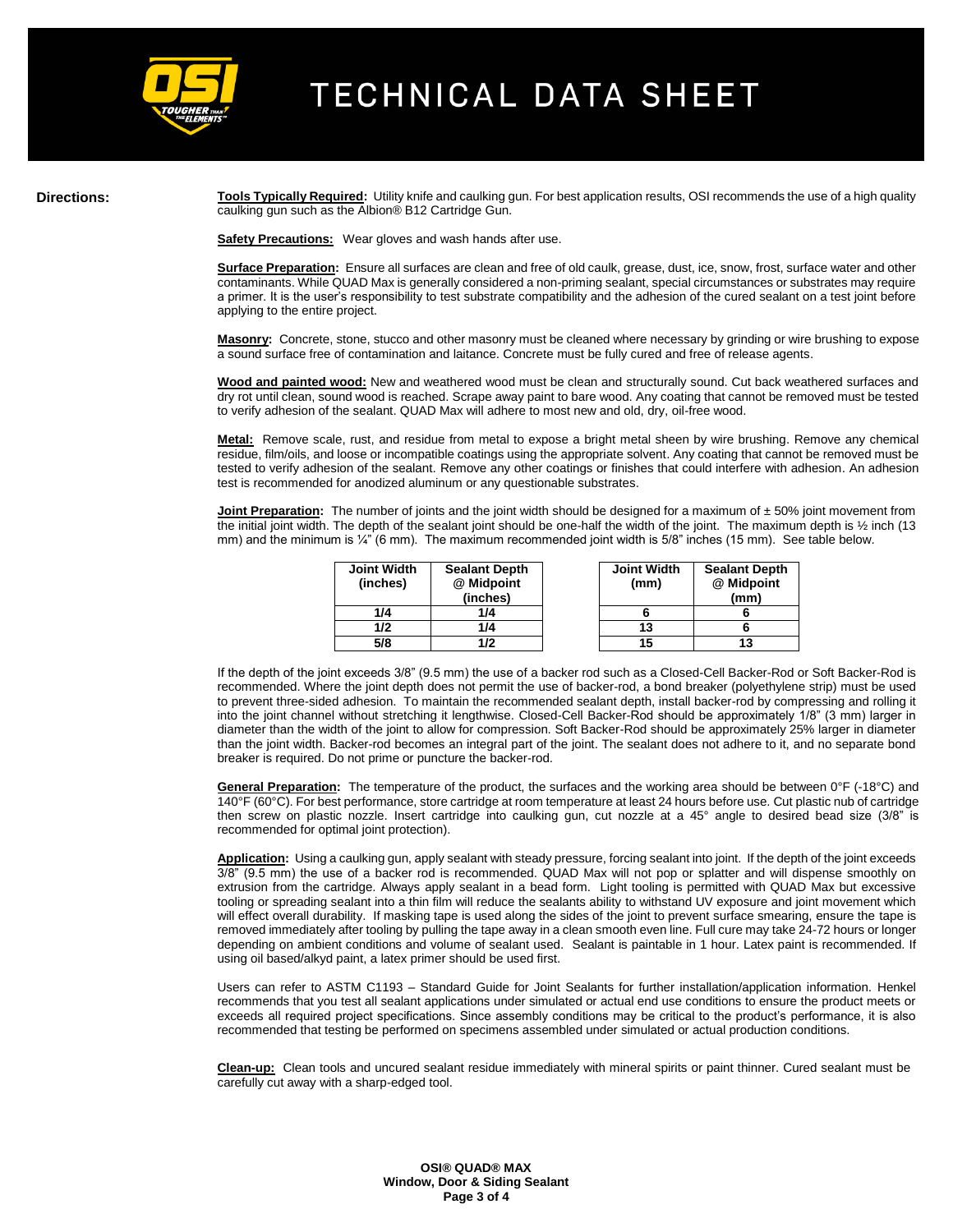**Directions:**

**Tools Typically Required:** Utility knife and caulking gun. For best application results, OSI recommends the use of a high quality caulking gun such as the Albion® B12 Cartridge Gun.

**Safety Precautions:** Wear gloves and wash hands after use.

**Surface Preparation:** Ensure all surfaces are clean and free of old caulk, grease, dust, ice, snow, frost, surface water and other contaminants. While QUAD Max is generally considered a non-priming sealant, special circumstances or substrates may require a primer. It is the user's responsibility to test substrate compatibility and the adhesion of the cured sealant on a test joint before applying to the entire project.

**Masonry:** Concrete, stone, stucco and other masonry must be cleaned where necessary by grinding or wire brushing to expose a sound surface free of contamination and laitance. Concrete must be fully cured and free of release agents.

**Wood and painted wood:** New and weathered wood must be clean and structurally sound. Cut back weathered surfaces and dry rot until clean, sound wood is reached. Scrape away paint to bare wood. Any coating that cannot be removed must be tested to verify adhesion of the sealant. QUAD Max will adhere to most new and old, dry, oil-free wood.

**Metal:** Remove scale, rust, and residue from metal to expose a bright metal sheen by wire brushing. Remove any chemical residue, film/oils, and loose or incompatible coatings using the appropriate solvent. Any coating that cannot be removed must be tested to verify adhesion of the sealant. Remove any other coatings or finishes that could interfere with adhesion. An adhesion test is recommended for anodized aluminum or any questionable substrates.

**Joint Preparation:** The number of joints and the joint width should be designed for a maximum of ± 50% joint movement from the initial joint width. The depth of the sealant joint should be one-half the width of the joint. The maximum depth is ½ inch (13 mm) and the minimum is ¼" (6 mm). The maximum recommended joint width is 5/8" inches (15 mm). See table below.

| Joint Width (inches) | Sealant Depth @ Midpoint (inches) |
|---|---|
| 1/4 | 1/4 |
| 1/2 | 1/4 |
| 5/8 | 1/2 |

| Joint Width (mm) | Sealant Depth @ Midpoint (mm) |
|---|---|
| 6 | 6 |
| 13 | 6 |
| 15 | 13 |

If the depth of the joint exceeds 3/8" (9.5 mm) the use of a backer rod such as a Closed-Cell Backer-Rod or Soft Backer-Rod is recommended. Where the joint depth does not permit the use of backer-rod, a bond breaker (polyethylene strip) must be used to prevent three-sided adhesion. To maintain the recommended sealant depth, install backer-rod by compressing and rolling it into the joint channel without stretching it lengthwise. Closed-Cell Backer-Rod should be approximately 1/8" (3 mm) larger in diameter than the width of the joint to allow for compression. Soft Backer-Rod should be approximately 25% larger in diameter than the joint width. Backer-rod becomes an integral part of the joint. The sealant does not adhere to it, and no separate bond breaker is required. Do not prime or puncture the backer-rod.

**General Preparation:** The temperature of the product, the surfaces and the working area should be between 0°F (-18°C) and 140°F (60°C). For best performance, store cartridge at room temperature at least 24 hours before use. Cut plastic nub of cartridge then screw on plastic nozzle. Insert cartridge into caulking gun, cut nozzle at a 45° angle to desired bead size (3/8" is recommended for optimal joint protection).

**Application:** Using a caulking gun, apply sealant with steady pressure, forcing sealant into joint. If the depth of the joint exceeds 3/8" (9.5 mm) the use of a backer rod is recommended. QUAD Max will not pop or splatter and will dispense smoothly on extrusion from the cartridge. Always apply sealant in a bead form. Light tooling is permitted with QUAD Max but excessive tooling or spreading sealant into a thin film will reduce the sealants ability to withstand UV exposure and joint movement which will effect overall durability. If masking tape is used along the sides of the joint to prevent surface smearing, ensure the tape is removed immediately after tooling by pulling the tape away in a clean smooth even line. Full cure may take 24-72 hours or longer depending on ambient conditions and volume of sealant used. Sealant is paintable in 1 hour. Latex paint is recommended. If using oil based/alkyd paint, a latex primer should be used first.

Users can refer to ASTM C1193 – Standard Guide for Joint Sealants for further installation/application information. Henkel recommends that you test all sealant applications under simulated or actual end use conditions to ensure the product meets or exceeds all required project specifications. Since assembly conditions may be critical to the product's performance, it is also recommended that testing be performed on specimens assembled under simulated or actual production conditions.

**Clean-up:** Clean tools and uncured sealant residue immediately with mineral spirits or paint thinner. Cured sealant must be carefully cut away with a sharp-edged tool.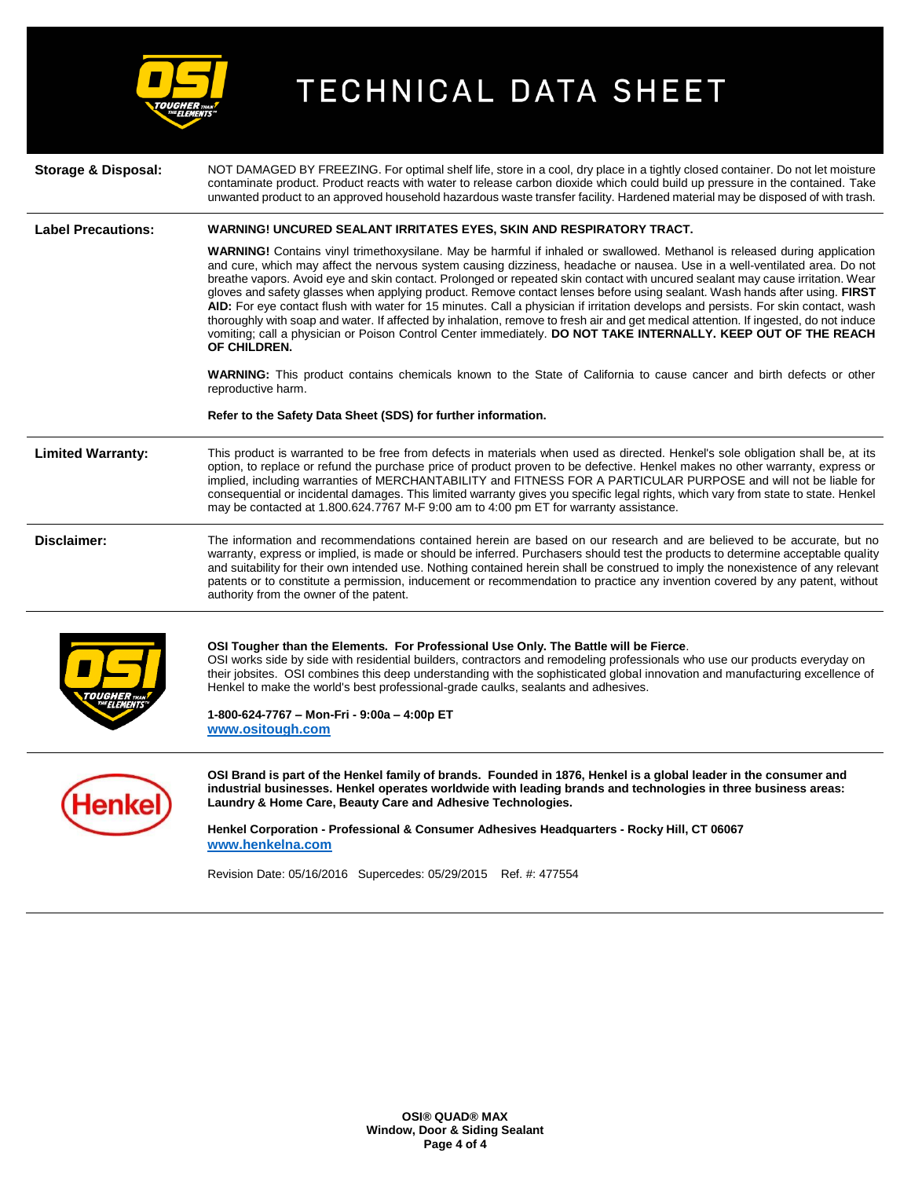# TECHNICAL DATA SHEET

**Storage & Disposal:**

NOT DAMAGED BY FREEZING. For optimal shelf life, store in a cool, dry place in a tightly closed container. Do not let moisture contaminate product. Product reacts with water to release carbon dioxide which could build up pressure in the contained. Take unwanted product to an approved household hazardous waste transfer facility. Hardened material may be disposed of with trash.

**Label Precautions:**

**WARNING! UNCURED SEALANT IRRITATES EYES, SKIN AND RESPIRATORY TRACT.**

**WARNING!** Contains vinyl trimethoxysilane. May be harmful if inhaled or swallowed. Methanol is released during application and cure, which may affect the nervous system causing dizziness, headache or nausea. Use in a well-ventilated area. Do not breathe vapors. Avoid eye and skin contact. Prolonged or repeated skin contact with uncured sealant may cause irritation. Wear gloves and safety glasses when applying product. Remove contact lenses before using sealant. Wash hands after using. **FIRST AID:** For eye contact flush with water for 15 minutes. Call a physician if irritation develops and persists. For skin contact, wash thoroughly with soap and water. If affected by inhalation, remove to fresh air and get medical attention. If ingested, do not induce vomiting; call a physician or Poison Control Center immediately. **DO NOT TAKE INTERNALLY. KEEP OUT OF THE REACH OF CHILDREN.**

**WARNING:** This product contains chemicals known to the State of California to cause cancer and birth defects or other reproductive harm.

**Refer to the Safety Data Sheet (SDS) for further information.**

**Limited Warranty:**

This product is warranted to be free from defects in materials when used as directed. Henkel's sole obligation shall be, at its option, to replace or refund the purchase price of product proven to be defective. Henkel makes no other warranty, express or implied, including warranties of MERCHANTABILITY and FITNESS FOR A PARTICULAR PURPOSE and will not be liable for consequential or incidental damages. This limited warranty gives you specific legal rights, which vary from state to state. Henkel may be contacted at 1.800.624.7767 M-F 9:00 am to 4:00 pm ET for warranty assistance.

**Disclaimer:**

The information and recommendations contained herein are based on our research and are believed to be accurate, but no warranty, express or implied, is made or should be inferred. Purchasers should test the products to determine acceptable quality and suitability for their own intended use. Nothing contained herein shall be construed to imply the nonexistence of any relevant patents or to constitute a permission, inducement or recommendation to practice any invention covered by any patent, without authority from the owner of the patent.

---

**OSI Tougher than the Elements. For Professional Use Only. The Battle will be Fierce**.
OSI works side by side with residential builders, contractors and remodeling professionals who use our products everyday on their jobsites. OSI combines this deep understanding with the sophisticated global innovation and manufacturing excellence of Henkel to make the world's best professional-grade caulks, sealants and adhesives.

**1-800-624-7767 – Mon-Fri - 9:00a – 4:00p ET**
**www.ositough.com**

---

**OSI Brand is part of the Henkel family of brands. Founded in 1876, Henkel is a global leader in the consumer and industrial businesses. Henkel operates worldwide with leading brands and technologies in three business areas: Laundry & Home Care, Beauty Care and Adhesive Technologies.**

**Henkel Corporation - Professional & Consumer Adhesives Headquarters - Rocky Hill, CT 06067**
**www.henkelna.com**

Revision Date: 05/16/2016 Supercedes: 05/29/2015 Ref. #: 477554

**OSI® QUAD® MAX**
**Window, Door & Siding Sealant**